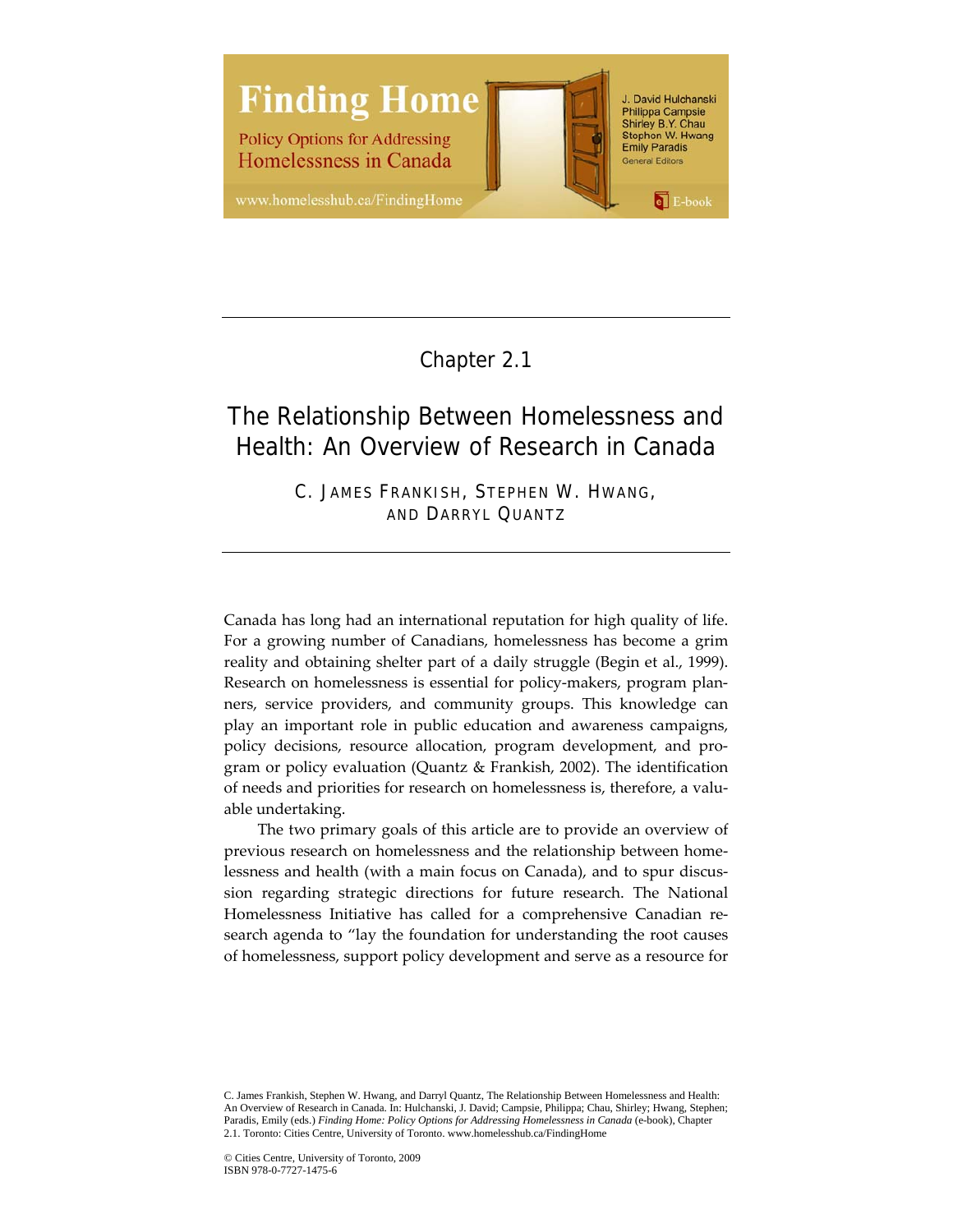Finding Home

Policy Options for Addressing Homelessness in Canada

www.homelesshub.ca/FindingHome

J. David Hulchanski
Philippa Campsie
Shirley B.Y. Chau
Stephon W. Hwang
Emily Paradis
General Editors

E-book

# Chapter 2.1

# The Relationship Between Homelessness and Health: An Overview of Research in Canada

C. JAMES FRANKISH, STEPHEN W. HWANG, AND DARRYL QUANTZ

Canada has long had an international reputation for high quality of life. For a growing number of Canadians, homelessness has become a grim reality and obtaining shelter part of a daily struggle (Begin et al., 1999). Research on homelessness is essential for policy-makers, program planners, service providers, and community groups. This knowledge can play an important role in public education and awareness campaigns, policy decisions, resource allocation, program development, and program or policy evaluation (Quantz & Frankish, 2002). The identification of needs and priorities for research on homelessness is, therefore, a valuable undertaking.

The two primary goals of this article are to provide an overview of previous research on homelessness and the relationship between homelessness and health (with a main focus on Canada), and to spur discussion regarding strategic directions for future research. The National Homelessness Initiative has called for a comprehensive Canadian research agenda to "lay the foundation for understanding the root causes of homelessness, support policy development and serve as a resource for

C. James Frankish, Stephen W. Hwang, and Darryl Quantz, The Relationship Between Homelessness and Health: An Overview of Research in Canada. In: Hulchanski, J. David; Campsie, Philippa; Chau, Shirley; Hwang, Stephen; Paradis, Emily (eds.) *Finding Home: Policy Options for Addressing Homelessness in Canada* (e-book), Chapter 2.1. Toronto: Cities Centre, University of Toronto. www.homelesshub.ca/FindingHome

© Cities Centre, University of Toronto, 2009
ISBN 978-0-7727-1475-6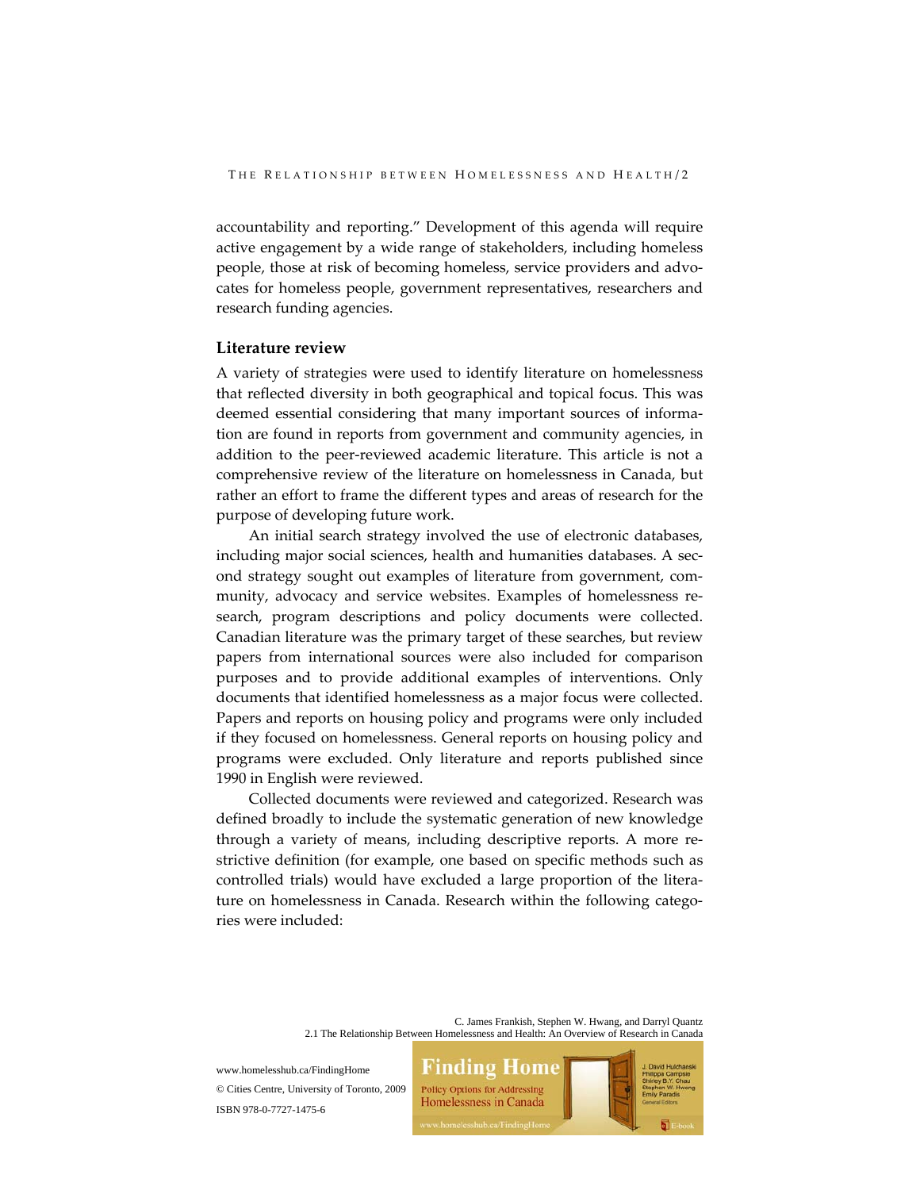accountability and reporting." Development of this agenda will require active engagement by a wide range of stakeholders, including homeless people, those at risk of becoming homeless, service providers and advocates for homeless people, government representatives, researchers and research funding agencies.

## Literature review

A variety of strategies were used to identify literature on homelessness that reflected diversity in both geographical and topical focus. This was deemed essential considering that many important sources of information are found in reports from government and community agencies, in addition to the peer-reviewed academic literature. This article is not a comprehensive review of the literature on homelessness in Canada, but rather an effort to frame the different types and areas of research for the purpose of developing future work.

An initial search strategy involved the use of electronic databases, including major social sciences, health and humanities databases. A second strategy sought out examples of literature from government, community, advocacy and service websites. Examples of homelessness research, program descriptions and policy documents were collected. Canadian literature was the primary target of these searches, but review papers from international sources were also included for comparison purposes and to provide additional examples of interventions. Only documents that identified homelessness as a major focus were collected. Papers and reports on housing policy and programs were only included if they focused on homelessness. General reports on housing policy and programs were excluded. Only literature and reports published since 1990 in English were reviewed.

Collected documents were reviewed and categorized. Research was defined broadly to include the systematic generation of new knowledge through a variety of means, including descriptive reports. A more restrictive definition (for example, one based on specific methods such as controlled trials) would have excluded a large proportion of the literature on homelessness in Canada. Research within the following categories were included: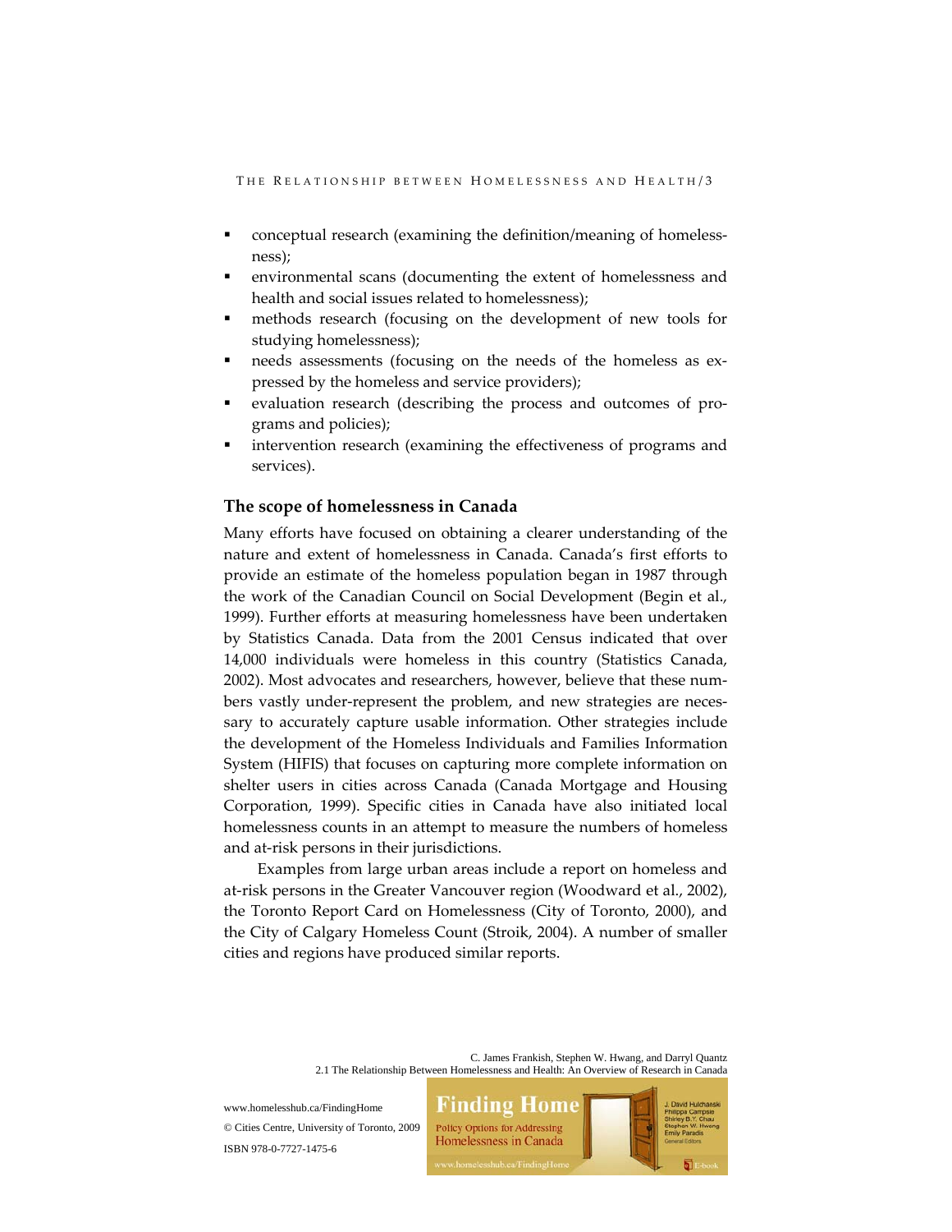- conceptual research (examining the definition/meaning of homelessness);
- environmental scans (documenting the extent of homelessness and health and social issues related to homelessness);
- methods research (focusing on the development of new tools for studying homelessness);
- needs assessments (focusing on the needs of the homeless as expressed by the homeless and service providers);
- evaluation research (describing the process and outcomes of programs and policies);
- intervention research (examining the effectiveness of programs and services).

### The scope of homelessness in Canada

Many efforts have focused on obtaining a clearer understanding of the nature and extent of homelessness in Canada. Canada's first efforts to provide an estimate of the homeless population began in 1987 through the work of the Canadian Council on Social Development (Begin et al., 1999). Further efforts at measuring homelessness have been undertaken by Statistics Canada. Data from the 2001 Census indicated that over 14,000 individuals were homeless in this country (Statistics Canada, 2002). Most advocates and researchers, however, believe that these numbers vastly under-represent the problem, and new strategies are necessary to accurately capture usable information. Other strategies include the development of the Homeless Individuals and Families Information System (HIFIS) that focuses on capturing more complete information on shelter users in cities across Canada (Canada Mortgage and Housing Corporation, 1999). Specific cities in Canada have also initiated local homelessness counts in an attempt to measure the numbers of homeless and at-risk persons in their jurisdictions.

Examples from large urban areas include a report on homeless and at-risk persons in the Greater Vancouver region (Woodward et al., 2002), the Toronto Report Card on Homelessness (City of Toronto, 2000), and the City of Calgary Homeless Count (Stroik, 2004). A number of smaller cities and regions have produced similar reports.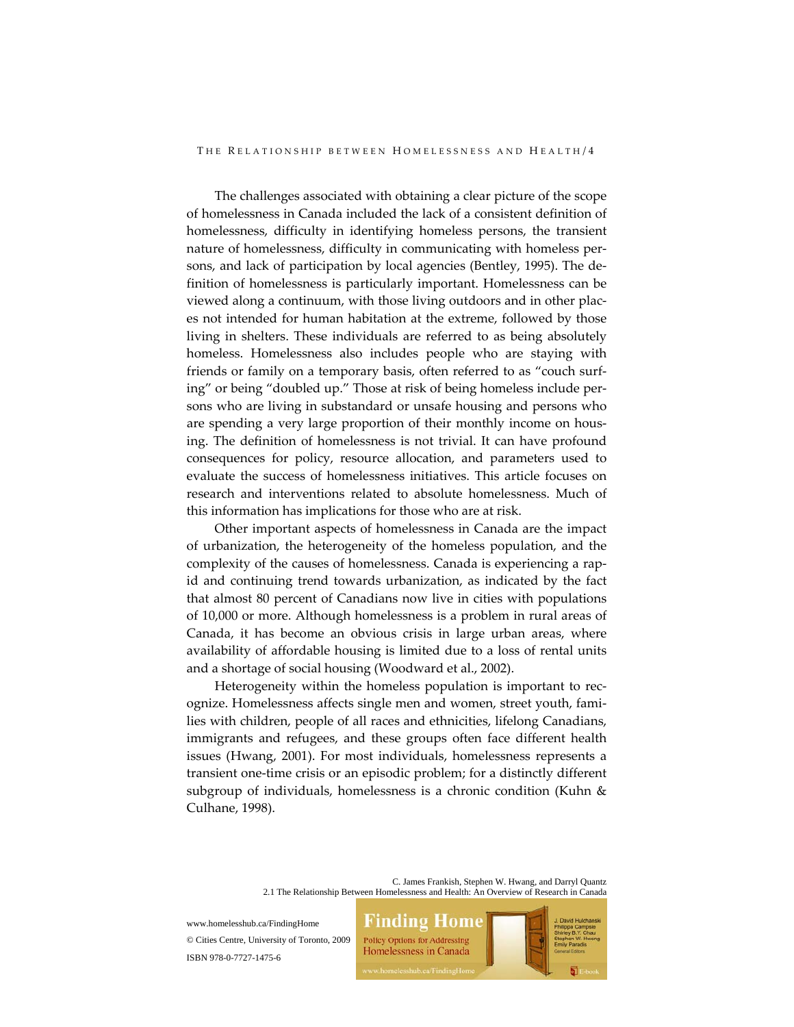The challenges associated with obtaining a clear picture of the scope of homelessness in Canada included the lack of a consistent definition of homelessness, difficulty in identifying homeless persons, the transient nature of homelessness, difficulty in communicating with homeless persons, and lack of participation by local agencies (Bentley, 1995). The definition of homelessness is particularly important. Homelessness can be viewed along a continuum, with those living outdoors and in other places not intended for human habitation at the extreme, followed by those living in shelters. These individuals are referred to as being absolutely homeless. Homelessness also includes people who are staying with friends or family on a temporary basis, often referred to as "couch surfing" or being "doubled up." Those at risk of being homeless include persons who are living in substandard or unsafe housing and persons who are spending a very large proportion of their monthly income on housing. The definition of homelessness is not trivial. It can have profound consequences for policy, resource allocation, and parameters used to evaluate the success of homelessness initiatives. This article focuses on research and interventions related to absolute homelessness. Much of this information has implications for those who are at risk.

Other important aspects of homelessness in Canada are the impact of urbanization, the heterogeneity of the homeless population, and the complexity of the causes of homelessness. Canada is experiencing a rapid and continuing trend towards urbanization, as indicated by the fact that almost 80 percent of Canadians now live in cities with populations of 10,000 or more. Although homelessness is a problem in rural areas of Canada, it has become an obvious crisis in large urban areas, where availability of affordable housing is limited due to a loss of rental units and a shortage of social housing (Woodward et al., 2002).

Heterogeneity within the homeless population is important to recognize. Homelessness affects single men and women, street youth, families with children, people of all races and ethnicities, lifelong Canadians, immigrants and refugees, and these groups often face different health issues (Hwang, 2001). For most individuals, homelessness represents a transient one-time crisis or an episodic problem; for a distinctly different subgroup of individuals, homelessness is a chronic condition (Kuhn & Culhane, 1998).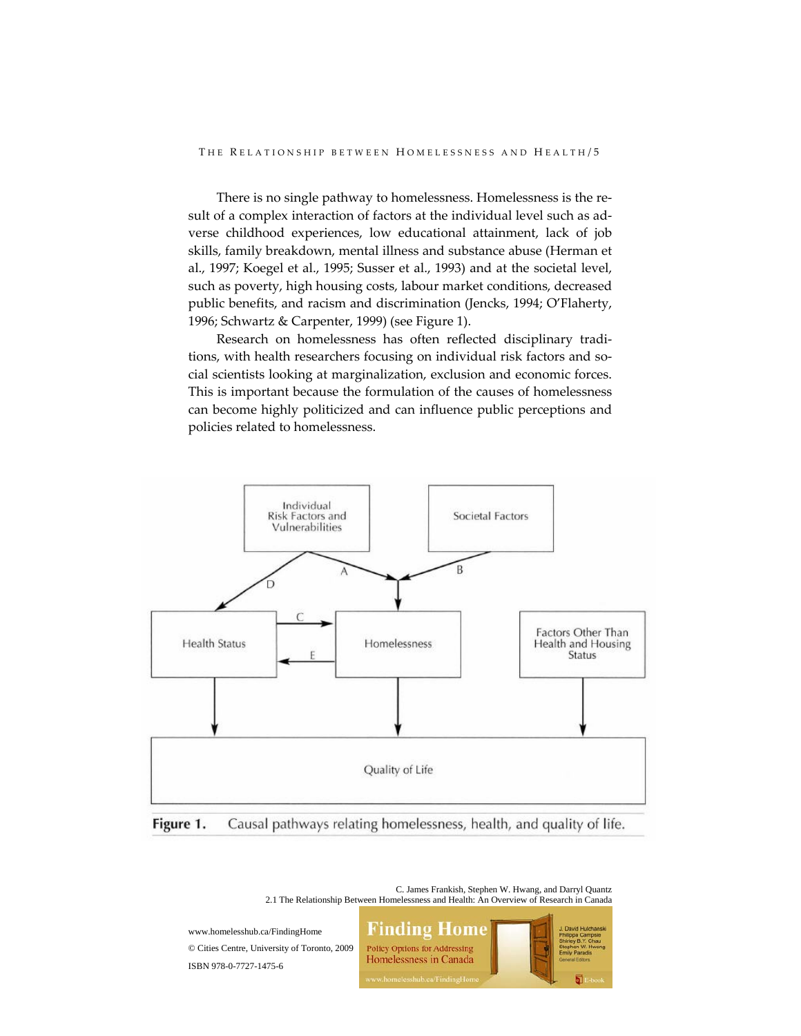There is no single pathway to homelessness. Homelessness is the result of a complex interaction of factors at the individual level such as adverse childhood experiences, low educational attainment, lack of job skills, family breakdown, mental illness and substance abuse (Herman et al., 1997; Koegel et al., 1995; Susser et al., 1993) and at the societal level, such as poverty, high housing costs, labour market conditions, decreased public benefits, and racism and discrimination (Jencks, 1994; O'Flaherty, 1996; Schwartz & Carpenter, 1999) (see Figure 1).

Research on homelessness has often reflected disciplinary traditions, with health researchers focusing on individual risk factors and social scientists looking at marginalization, exclusion and economic forces. This is important because the formulation of the causes of homelessness can become highly politicized and can influence public perceptions and policies related to homelessness.

**Figure 1.** Causal pathways relating homelessness, health, and quality of life.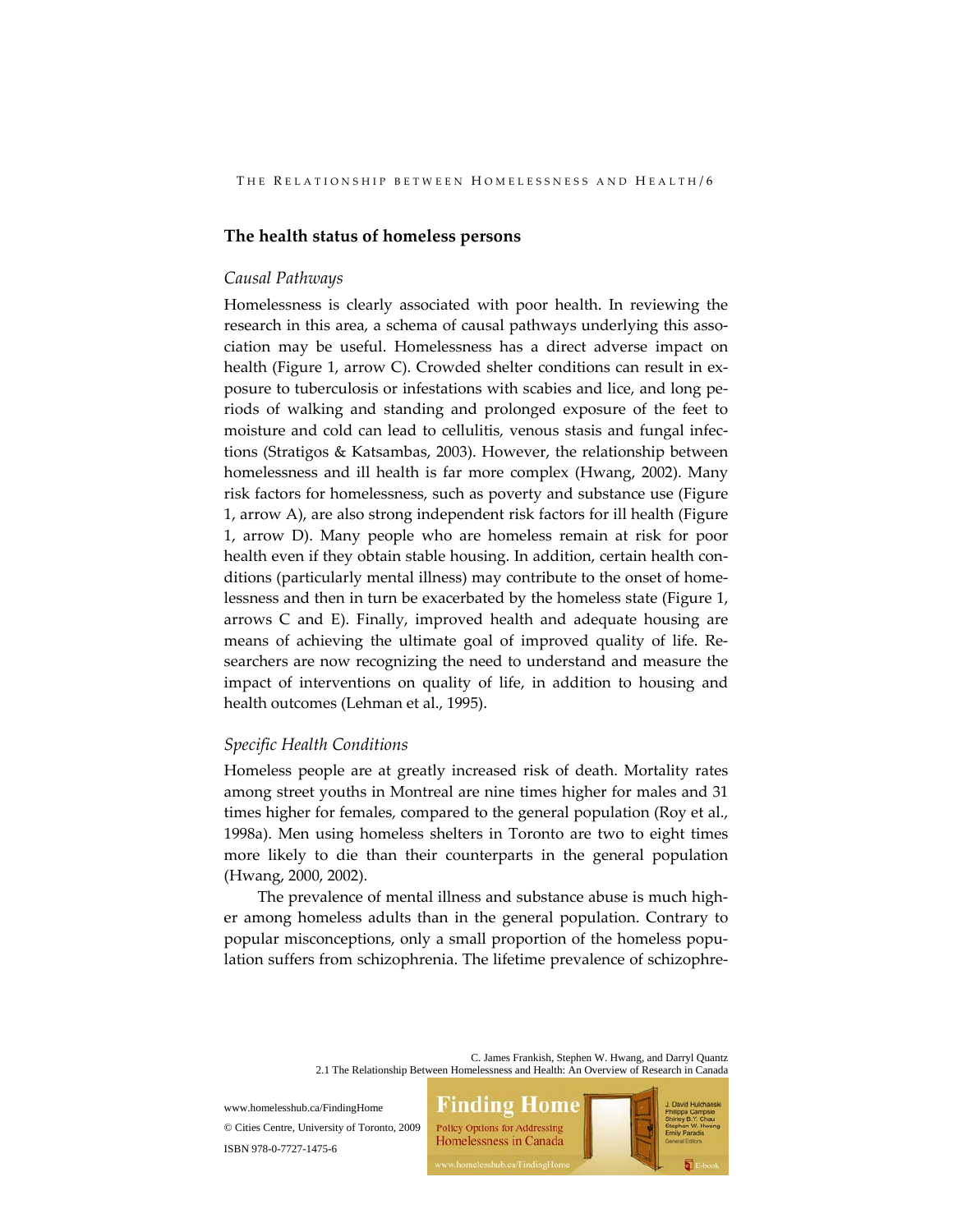## The health status of homeless persons

### *Causal Pathways*

Homelessness is clearly associated with poor health. In reviewing the research in this area, a schema of causal pathways underlying this association may be useful. Homelessness has a direct adverse impact on health (Figure 1, arrow C). Crowded shelter conditions can result in exposure to tuberculosis or infestations with scabies and lice, and long periods of walking and standing and prolonged exposure of the feet to moisture and cold can lead to cellulitis, venous stasis and fungal infections (Stratigos & Katsambas, 2003). However, the relationship between homelessness and ill health is far more complex (Hwang, 2002). Many risk factors for homelessness, such as poverty and substance use (Figure 1, arrow A), are also strong independent risk factors for ill health (Figure 1, arrow D). Many people who are homeless remain at risk for poor health even if they obtain stable housing. In addition, certain health conditions (particularly mental illness) may contribute to the onset of homelessness and then in turn be exacerbated by the homeless state (Figure 1, arrows C and E). Finally, improved health and adequate housing are means of achieving the ultimate goal of improved quality of life. Researchers are now recognizing the need to understand and measure the impact of interventions on quality of life, in addition to housing and health outcomes (Lehman et al., 1995).

### *Specific Health Conditions*

Homeless people are at greatly increased risk of death. Mortality rates among street youths in Montreal are nine times higher for males and 31 times higher for females, compared to the general population (Roy et al., 1998a). Men using homeless shelters in Toronto are two to eight times more likely to die than their counterparts in the general population (Hwang, 2000, 2002).

The prevalence of mental illness and substance abuse is much higher among homeless adults than in the general population. Contrary to popular misconceptions, only a small proportion of the homeless population suffers from schizophrenia. The lifetime prevalence of schizophre-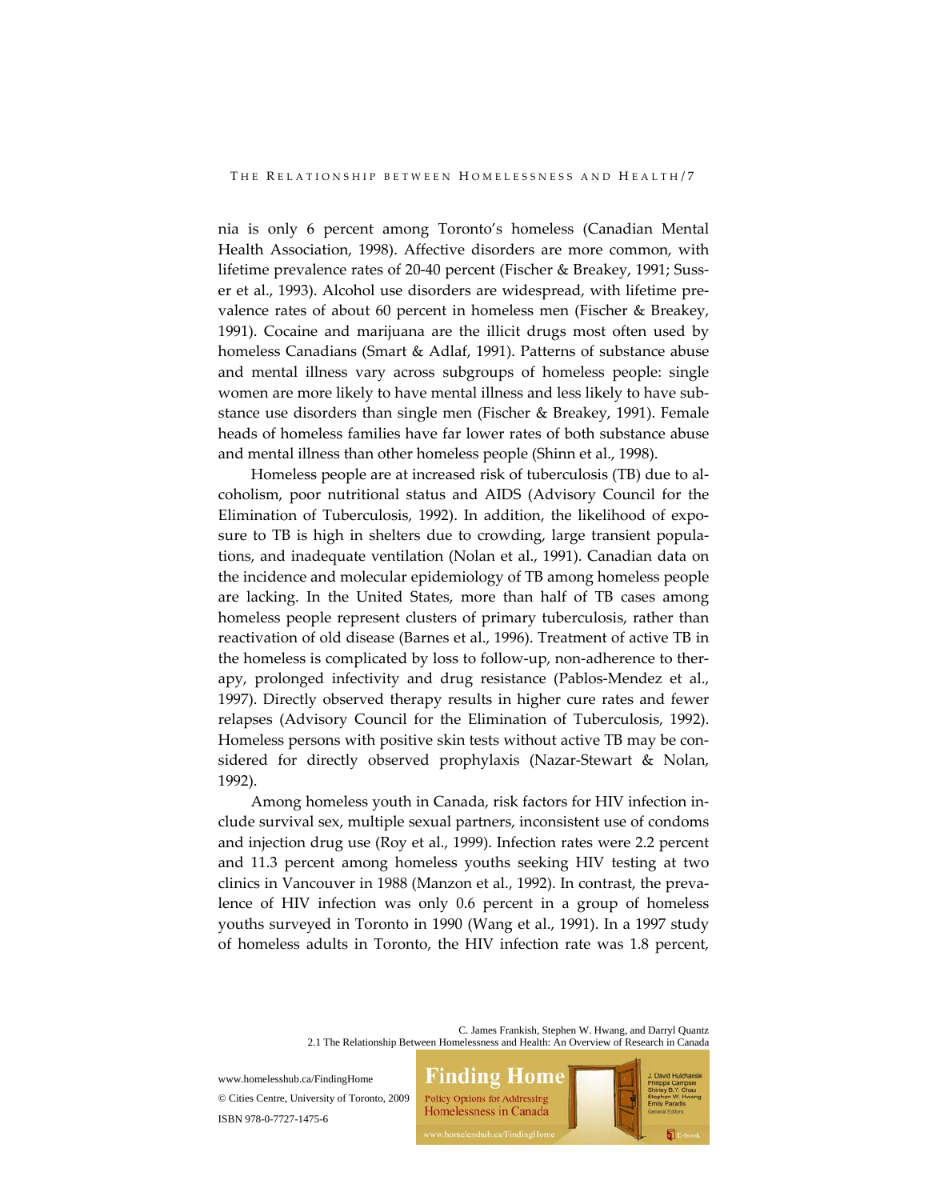nia is only 6 percent among Toronto's homeless (Canadian Mental Health Association, 1998). Affective disorders are more common, with lifetime prevalence rates of 20-40 percent (Fischer & Breakey, 1991; Susser et al., 1993). Alcohol use disorders are widespread, with lifetime prevalence rates of about 60 percent in homeless men (Fischer & Breakey, 1991). Cocaine and marijuana are the illicit drugs most often used by homeless Canadians (Smart & Adlaf, 1991). Patterns of substance abuse and mental illness vary across subgroups of homeless people: single women are more likely to have mental illness and less likely to have substance use disorders than single men (Fischer & Breakey, 1991). Female heads of homeless families have far lower rates of both substance abuse and mental illness than other homeless people (Shinn et al., 1998).

Homeless people are at increased risk of tuberculosis (TB) due to alcoholism, poor nutritional status and AIDS (Advisory Council for the Elimination of Tuberculosis, 1992). In addition, the likelihood of exposure to TB is high in shelters due to crowding, large transient populations, and inadequate ventilation (Nolan et al., 1991). Canadian data on the incidence and molecular epidemiology of TB among homeless people are lacking. In the United States, more than half of TB cases among homeless people represent clusters of primary tuberculosis, rather than reactivation of old disease (Barnes et al., 1996). Treatment of active TB in the homeless is complicated by loss to follow-up, non-adherence to therapy, prolonged infectivity and drug resistance (Pablos-Mendez et al., 1997). Directly observed therapy results in higher cure rates and fewer relapses (Advisory Council for the Elimination of Tuberculosis, 1992). Homeless persons with positive skin tests without active TB may be considered for directly observed prophylaxis (Nazar-Stewart & Nolan, 1992).

Among homeless youth in Canada, risk factors for HIV infection include survival sex, multiple sexual partners, inconsistent use of condoms and injection drug use (Roy et al., 1999). Infection rates were 2.2 percent and 11.3 percent among homeless youths seeking HIV testing at two clinics in Vancouver in 1988 (Manzon et al., 1992). In contrast, the prevalence of HIV infection was only 0.6 percent in a group of homeless youths surveyed in Toronto in 1990 (Wang et al., 1991). In a 1997 study of homeless adults in Toronto, the HIV infection rate was 1.8 percent,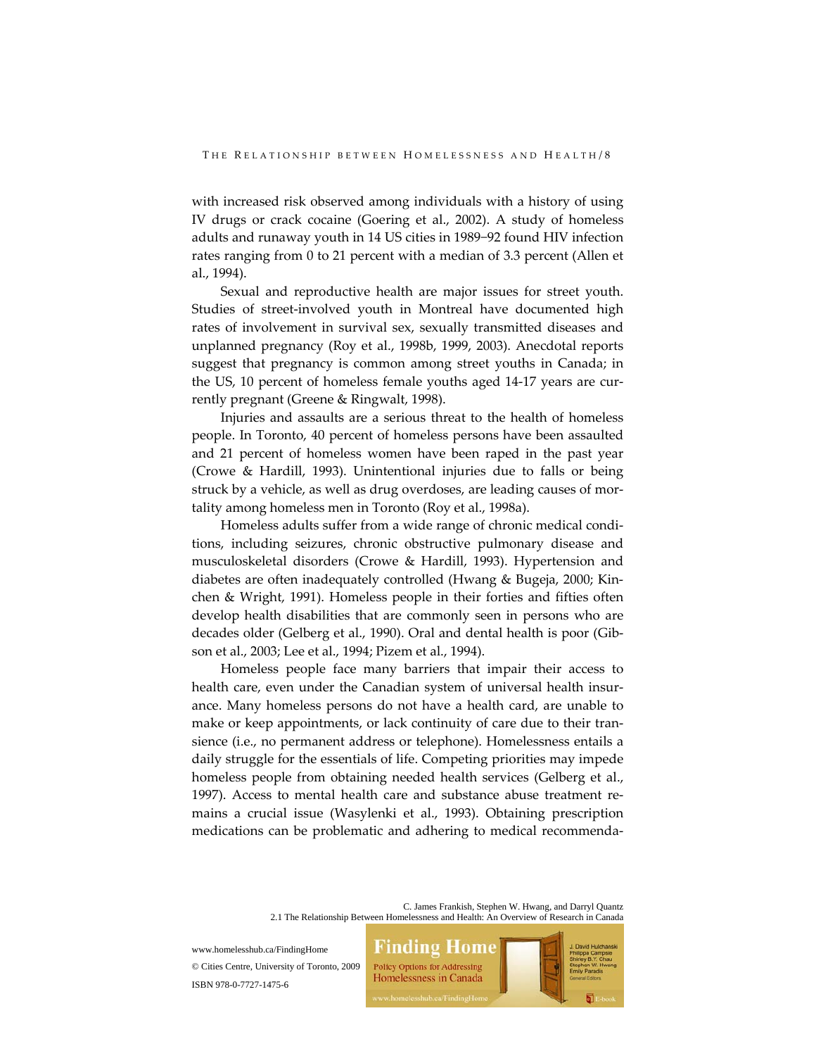with increased risk observed among individuals with a history of using IV drugs or crack cocaine (Goering et al., 2002). A study of homeless adults and runaway youth in 14 US cities in 1989–92 found HIV infection rates ranging from 0 to 21 percent with a median of 3.3 percent (Allen et al., 1994).

Sexual and reproductive health are major issues for street youth. Studies of street-involved youth in Montreal have documented high rates of involvement in survival sex, sexually transmitted diseases and unplanned pregnancy (Roy et al., 1998b, 1999, 2003). Anecdotal reports suggest that pregnancy is common among street youths in Canada; in the US, 10 percent of homeless female youths aged 14-17 years are currently pregnant (Greene & Ringwalt, 1998).

Injuries and assaults are a serious threat to the health of homeless people. In Toronto, 40 percent of homeless persons have been assaulted and 21 percent of homeless women have been raped in the past year (Crowe & Hardill, 1993). Unintentional injuries due to falls or being struck by a vehicle, as well as drug overdoses, are leading causes of mortality among homeless men in Toronto (Roy et al., 1998a).

Homeless adults suffer from a wide range of chronic medical conditions, including seizures, chronic obstructive pulmonary disease and musculoskeletal disorders (Crowe & Hardill, 1993). Hypertension and diabetes are often inadequately controlled (Hwang & Bugeja, 2000; Kinchen & Wright, 1991). Homeless people in their forties and fifties often develop health disabilities that are commonly seen in persons who are decades older (Gelberg et al., 1990). Oral and dental health is poor (Gibson et al., 2003; Lee et al., 1994; Pizem et al., 1994).

Homeless people face many barriers that impair their access to health care, even under the Canadian system of universal health insurance. Many homeless persons do not have a health card, are unable to make or keep appointments, or lack continuity of care due to their transience (i.e., no permanent address or telephone). Homelessness entails a daily struggle for the essentials of life. Competing priorities may impede homeless people from obtaining needed health services (Gelberg et al., 1997). Access to mental health care and substance abuse treatment remains a crucial issue (Wasylenki et al., 1993). Obtaining prescription medications can be problematic and adhering to medical recommenda-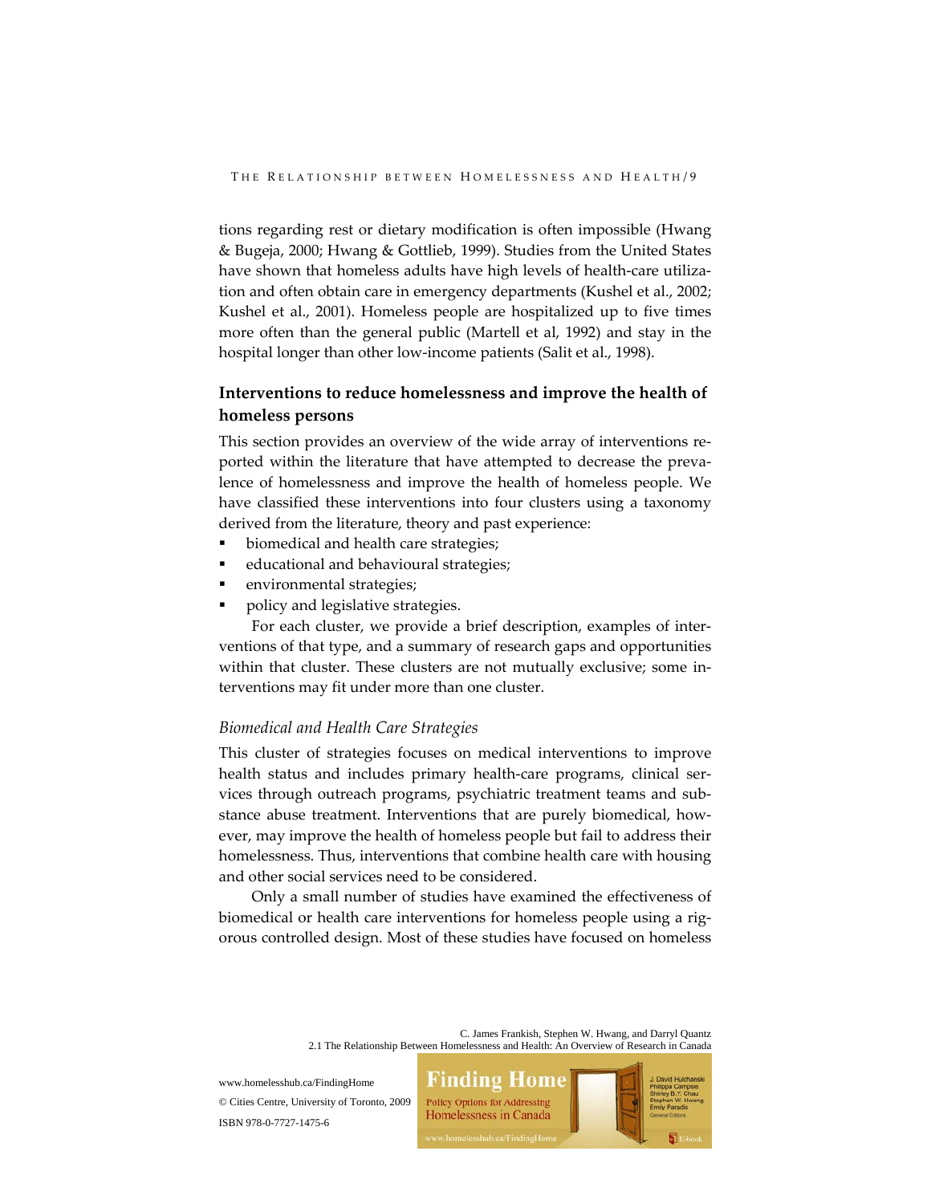tions regarding rest or dietary modification is often impossible (Hwang & Bugeja, 2000; Hwang & Gottlieb, 1999). Studies from the United States have shown that homeless adults have high levels of health-care utilization and often obtain care in emergency departments (Kushel et al., 2002; Kushel et al., 2001). Homeless people are hospitalized up to five times more often than the general public (Martell et al, 1992) and stay in the hospital longer than other low-income patients (Salit et al., 1998).

## Interventions to reduce homelessness and improve the health of homeless persons

This section provides an overview of the wide array of interventions reported within the literature that have attempted to decrease the prevalence of homelessness and improve the health of homeless people. We have classified these interventions into four clusters using a taxonomy derived from the literature, theory and past experience:

- biomedical and health care strategies;
- educational and behavioural strategies;
- environmental strategies;
- policy and legislative strategies.

For each cluster, we provide a brief description, examples of interventions of that type, and a summary of research gaps and opportunities within that cluster. These clusters are not mutually exclusive; some interventions may fit under more than one cluster.

### *Biomedical and Health Care Strategies*

This cluster of strategies focuses on medical interventions to improve health status and includes primary health-care programs, clinical services through outreach programs, psychiatric treatment teams and substance abuse treatment. Interventions that are purely biomedical, however, may improve the health of homeless people but fail to address their homelessness. Thus, interventions that combine health care with housing and other social services need to be considered.

Only a small number of studies have examined the effectiveness of biomedical or health care interventions for homeless people using a rigorous controlled design. Most of these studies have focused on homeless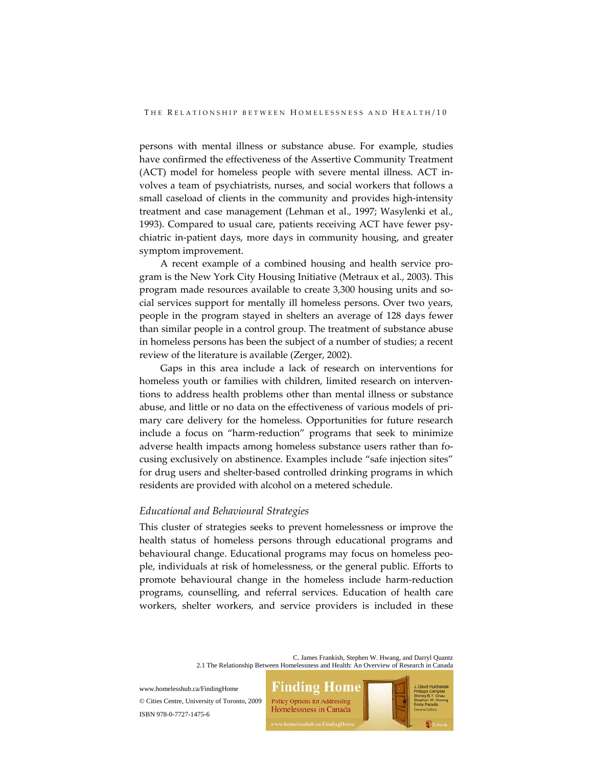persons with mental illness or substance abuse. For example, studies have confirmed the effectiveness of the Assertive Community Treatment (ACT) model for homeless people with severe mental illness. ACT involves a team of psychiatrists, nurses, and social workers that follows a small caseload of clients in the community and provides high-intensity treatment and case management (Lehman et al., 1997; Wasylenki et al., 1993). Compared to usual care, patients receiving ACT have fewer psychiatric in-patient days, more days in community housing, and greater symptom improvement.

A recent example of a combined housing and health service program is the New York City Housing Initiative (Metraux et al., 2003). This program made resources available to create 3,300 housing units and social services support for mentally ill homeless persons. Over two years, people in the program stayed in shelters an average of 128 days fewer than similar people in a control group. The treatment of substance abuse in homeless persons has been the subject of a number of studies; a recent review of the literature is available (Zerger, 2002).

Gaps in this area include a lack of research on interventions for homeless youth or families with children, limited research on interventions to address health problems other than mental illness or substance abuse, and little or no data on the effectiveness of various models of primary care delivery for the homeless. Opportunities for future research include a focus on "harm-reduction" programs that seek to minimize adverse health impacts among homeless substance users rather than focusing exclusively on abstinence. Examples include "safe injection sites" for drug users and shelter-based controlled drinking programs in which residents are provided with alcohol on a metered schedule.

### *Educational and Behavioural Strategies*

This cluster of strategies seeks to prevent homelessness or improve the health status of homeless persons through educational programs and behavioural change. Educational programs may focus on homeless people, individuals at risk of homelessness, or the general public. Efforts to promote behavioural change in the homeless include harm-reduction programs, counselling, and referral services. Education of health care workers, shelter workers, and service providers is included in these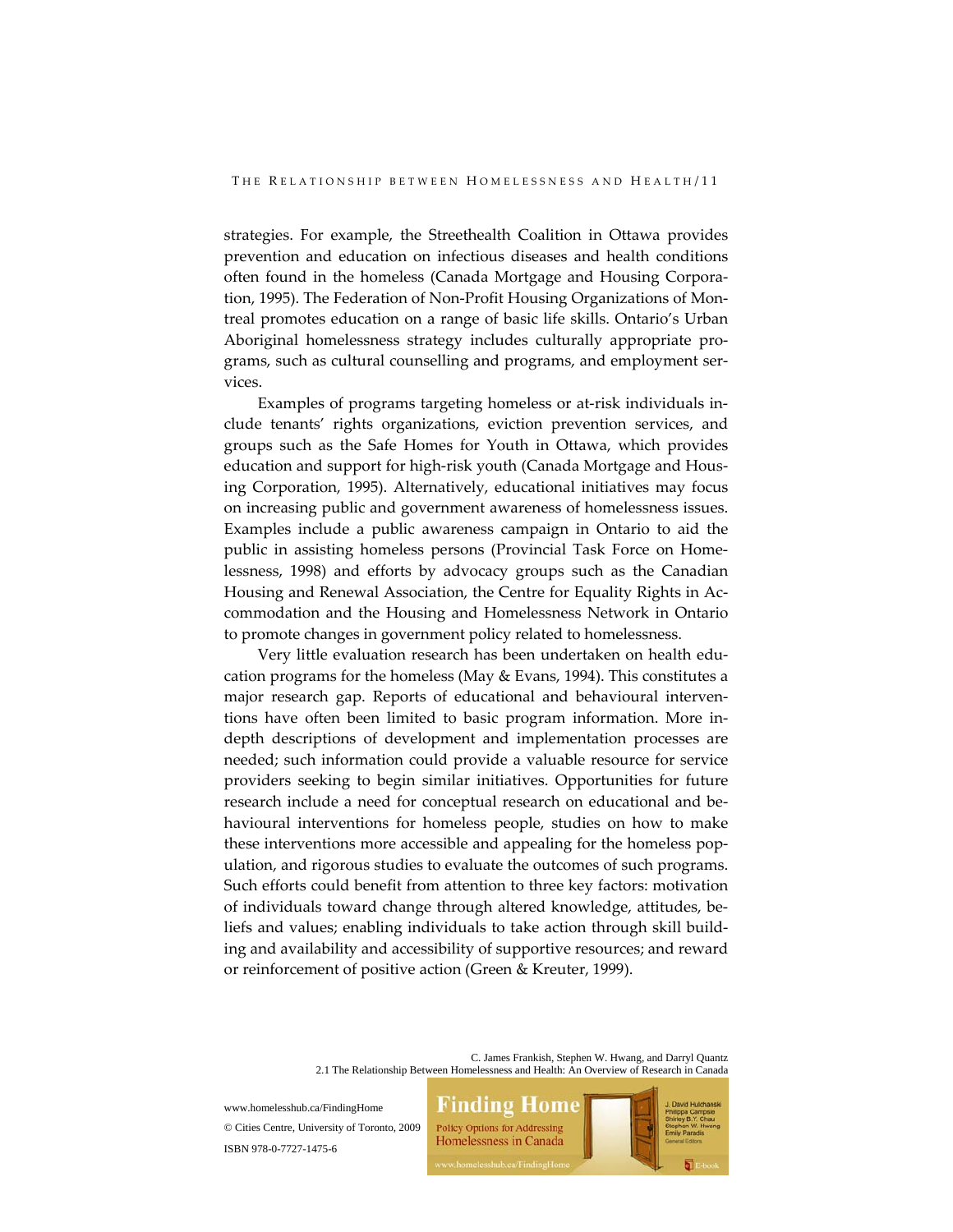strategies. For example, the Streethealth Coalition in Ottawa provides prevention and education on infectious diseases and health conditions often found in the homeless (Canada Mortgage and Housing Corporation, 1995). The Federation of Non-Profit Housing Organizations of Montreal promotes education on a range of basic life skills. Ontario's Urban Aboriginal homelessness strategy includes culturally appropriate programs, such as cultural counselling and programs, and employment services.

Examples of programs targeting homeless or at-risk individuals include tenants' rights organizations, eviction prevention services, and groups such as the Safe Homes for Youth in Ottawa, which provides education and support for high-risk youth (Canada Mortgage and Housing Corporation, 1995). Alternatively, educational initiatives may focus on increasing public and government awareness of homelessness issues. Examples include a public awareness campaign in Ontario to aid the public in assisting homeless persons (Provincial Task Force on Homelessness, 1998) and efforts by advocacy groups such as the Canadian Housing and Renewal Association, the Centre for Equality Rights in Accommodation and the Housing and Homelessness Network in Ontario to promote changes in government policy related to homelessness.

Very little evaluation research has been undertaken on health education programs for the homeless (May & Evans, 1994). This constitutes a major research gap. Reports of educational and behavioural interventions have often been limited to basic program information. More in-depth descriptions of development and implementation processes are needed; such information could provide a valuable resource for service providers seeking to begin similar initiatives. Opportunities for future research include a need for conceptual research on educational and behavioural interventions for homeless people, studies on how to make these interventions more accessible and appealing for the homeless population, and rigorous studies to evaluate the outcomes of such programs. Such efforts could benefit from attention to three key factors: motivation of individuals toward change through altered knowledge, attitudes, beliefs and values; enabling individuals to take action through skill building and availability and accessibility of supportive resources; and reward or reinforcement of positive action (Green & Kreuter, 1999).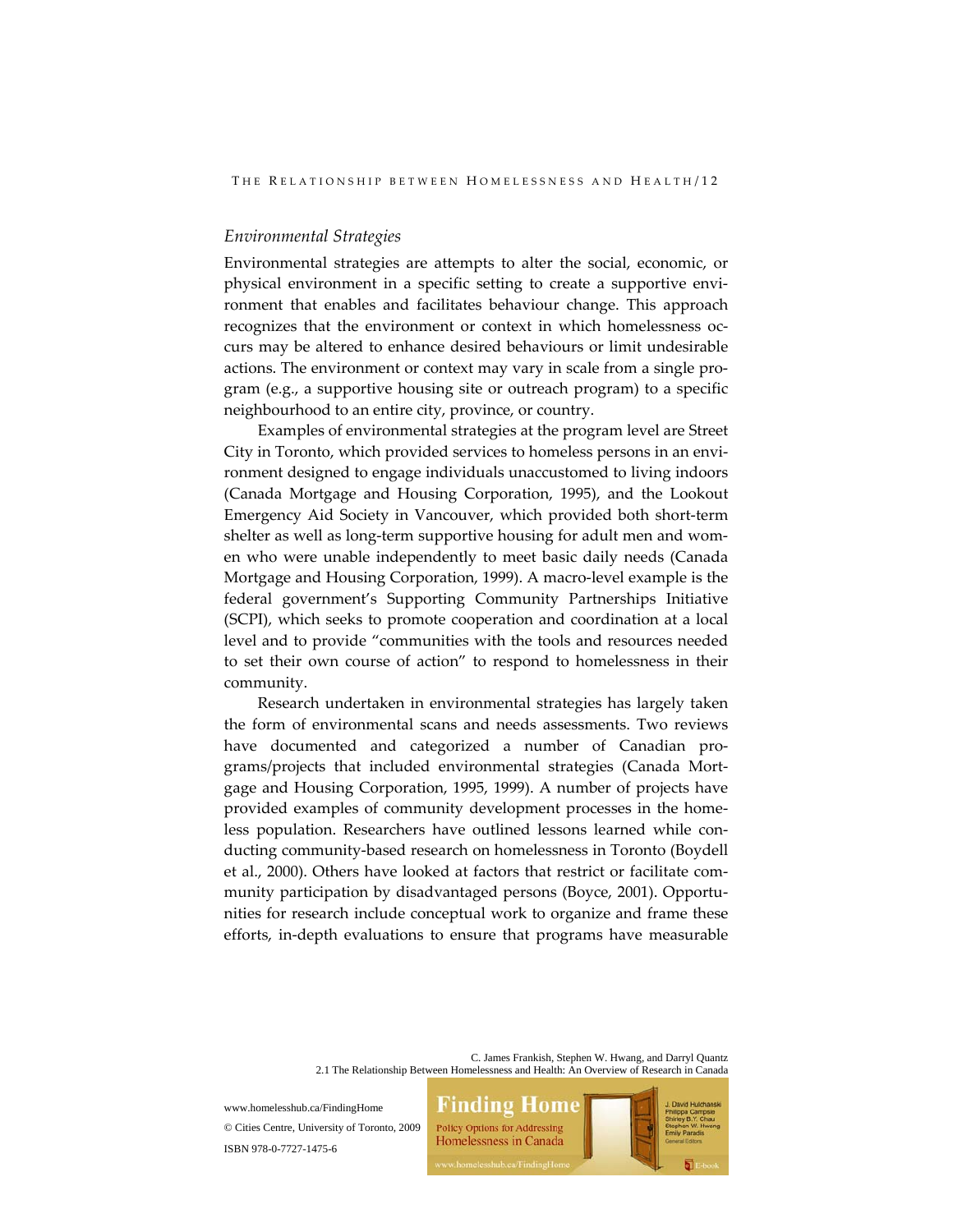### *Environmental Strategies*

Environmental strategies are attempts to alter the social, economic, or physical environment in a specific setting to create a supportive environment that enables and facilitates behaviour change. This approach recognizes that the environment or context in which homelessness occurs may be altered to enhance desired behaviours or limit undesirable actions. The environment or context may vary in scale from a single program (e.g., a supportive housing site or outreach program) to a specific neighbourhood to an entire city, province, or country.

Examples of environmental strategies at the program level are Street City in Toronto, which provided services to homeless persons in an environment designed to engage individuals unaccustomed to living indoors (Canada Mortgage and Housing Corporation, 1995), and the Lookout Emergency Aid Society in Vancouver, which provided both short-term shelter as well as long-term supportive housing for adult men and women who were unable independently to meet basic daily needs (Canada Mortgage and Housing Corporation, 1999). A macro-level example is the federal government's Supporting Community Partnerships Initiative (SCPI), which seeks to promote cooperation and coordination at a local level and to provide "communities with the tools and resources needed to set their own course of action" to respond to homelessness in their community.

Research undertaken in environmental strategies has largely taken the form of environmental scans and needs assessments. Two reviews have documented and categorized a number of Canadian programs/projects that included environmental strategies (Canada Mortgage and Housing Corporation, 1995, 1999). A number of projects have provided examples of community development processes in the homeless population. Researchers have outlined lessons learned while conducting community-based research on homelessness in Toronto (Boydell et al., 2000). Others have looked at factors that restrict or facilitate community participation by disadvantaged persons (Boyce, 2001). Opportunities for research include conceptual work to organize and frame these efforts, in-depth evaluations to ensure that programs have measurable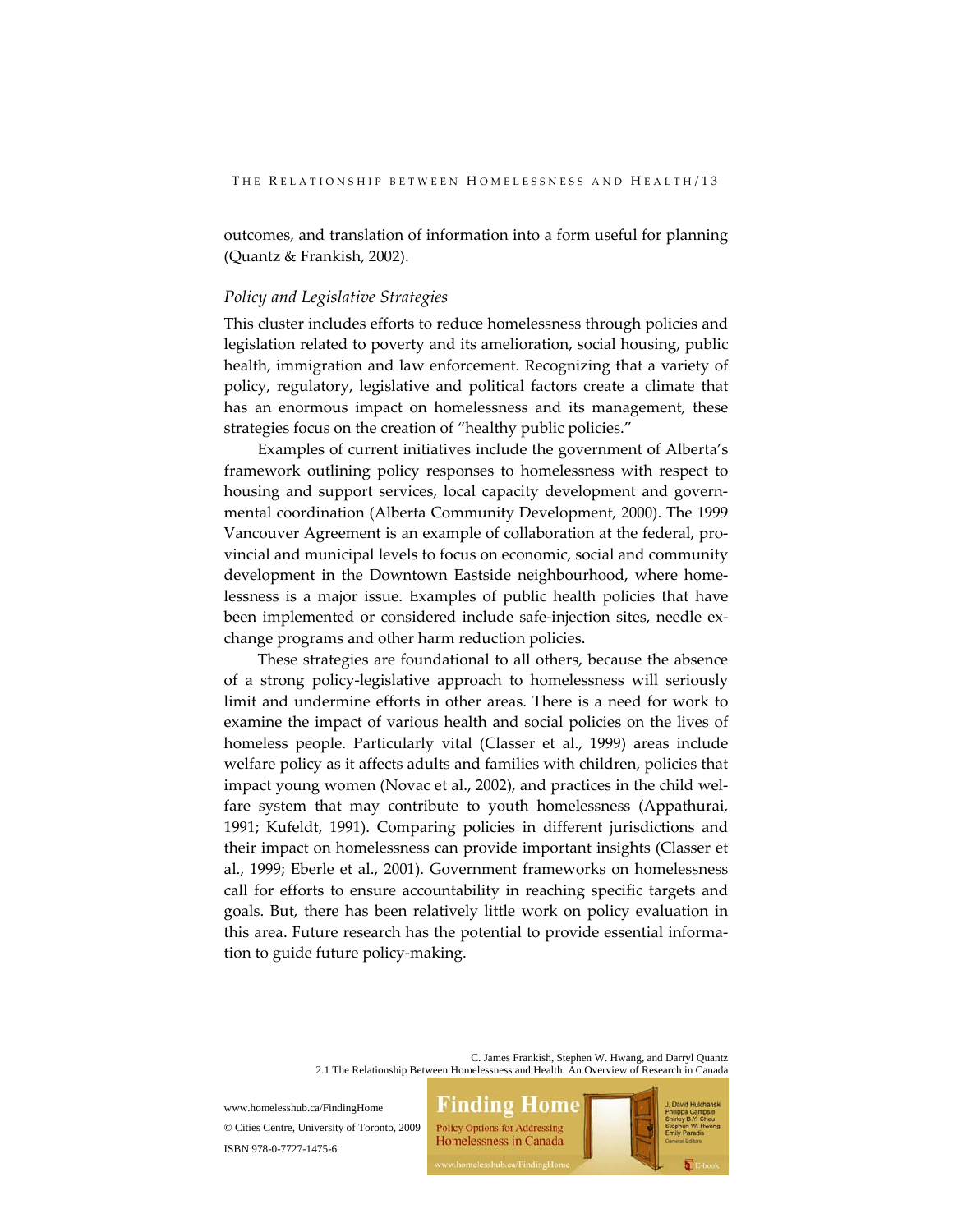outcomes, and translation of information into a form useful for planning (Quantz & Frankish, 2002).

### *Policy and Legislative Strategies*

This cluster includes efforts to reduce homelessness through policies and legislation related to poverty and its amelioration, social housing, public health, immigration and law enforcement. Recognizing that a variety of policy, regulatory, legislative and political factors create a climate that has an enormous impact on homelessness and its management, these strategies focus on the creation of "healthy public policies."

Examples of current initiatives include the government of Alberta's framework outlining policy responses to homelessness with respect to housing and support services, local capacity development and governmental coordination (Alberta Community Development, 2000). The 1999 Vancouver Agreement is an example of collaboration at the federal, provincial and municipal levels to focus on economic, social and community development in the Downtown Eastside neighbourhood, where homelessness is a major issue. Examples of public health policies that have been implemented or considered include safe-injection sites, needle exchange programs and other harm reduction policies.

These strategies are foundational to all others, because the absence of a strong policy-legislative approach to homelessness will seriously limit and undermine efforts in other areas. There is a need for work to examine the impact of various health and social policies on the lives of homeless people. Particularly vital (Classer et al., 1999) areas include welfare policy as it affects adults and families with children, policies that impact young women (Novac et al., 2002), and practices in the child welfare system that may contribute to youth homelessness (Appathurai, 1991; Kufeldt, 1991). Comparing policies in different jurisdictions and their impact on homelessness can provide important insights (Classer et al., 1999; Eberle et al., 2001). Government frameworks on homelessness call for efforts to ensure accountability in reaching specific targets and goals. But, there has been relatively little work on policy evaluation in this area. Future research has the potential to provide essential information to guide future policy-making.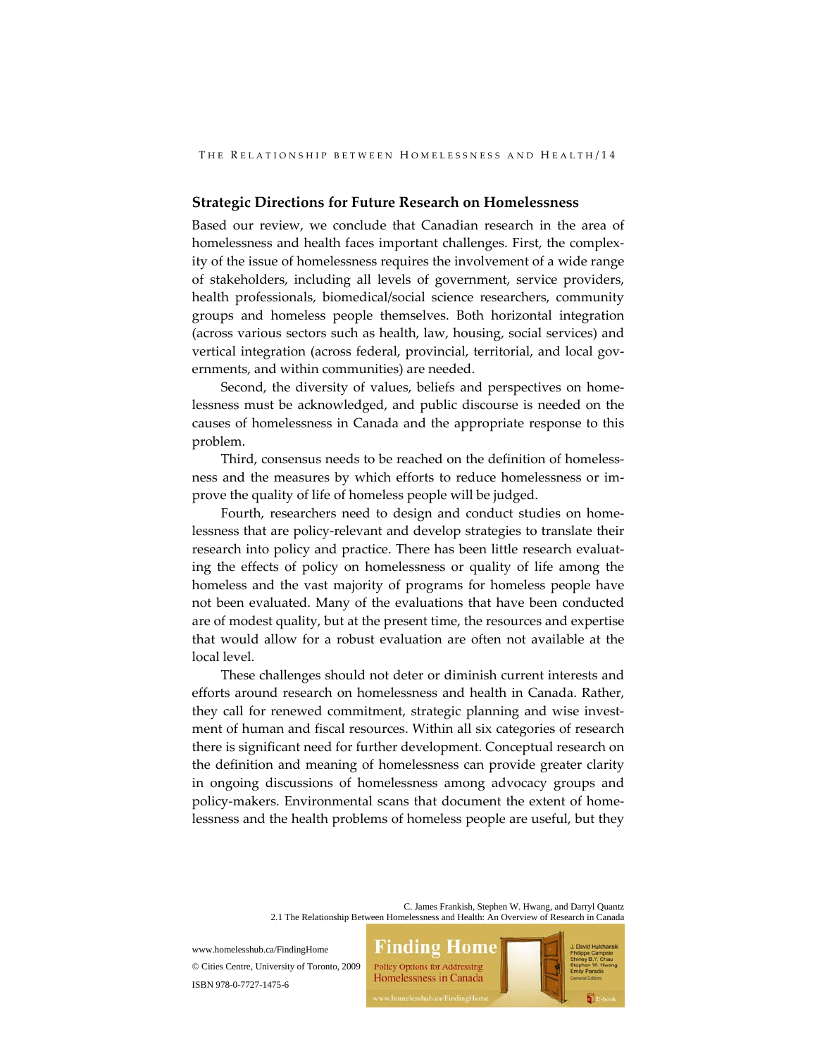## Strategic Directions for Future Research on Homelessness

Based our review, we conclude that Canadian research in the area of homelessness and health faces important challenges. First, the complexity of the issue of homelessness requires the involvement of a wide range of stakeholders, including all levels of government, service providers, health professionals, biomedical/social science researchers, community groups and homeless people themselves. Both horizontal integration (across various sectors such as health, law, housing, social services) and vertical integration (across federal, provincial, territorial, and local governments, and within communities) are needed.

Second, the diversity of values, beliefs and perspectives on homelessness must be acknowledged, and public discourse is needed on the causes of homelessness in Canada and the appropriate response to this problem.

Third, consensus needs to be reached on the definition of homelessness and the measures by which efforts to reduce homelessness or improve the quality of life of homeless people will be judged.

Fourth, researchers need to design and conduct studies on homelessness that are policy-relevant and develop strategies to translate their research into policy and practice. There has been little research evaluating the effects of policy on homelessness or quality of life among the homeless and the vast majority of programs for homeless people have not been evaluated. Many of the evaluations that have been conducted are of modest quality, but at the present time, the resources and expertise that would allow for a robust evaluation are often not available at the local level.

These challenges should not deter or diminish current interests and efforts around research on homelessness and health in Canada. Rather, they call for renewed commitment, strategic planning and wise investment of human and fiscal resources. Within all six categories of research there is significant need for further development. Conceptual research on the definition and meaning of homelessness can provide greater clarity in ongoing discussions of homelessness among advocacy groups and policy-makers. Environmental scans that document the extent of homelessness and the health problems of homeless people are useful, but they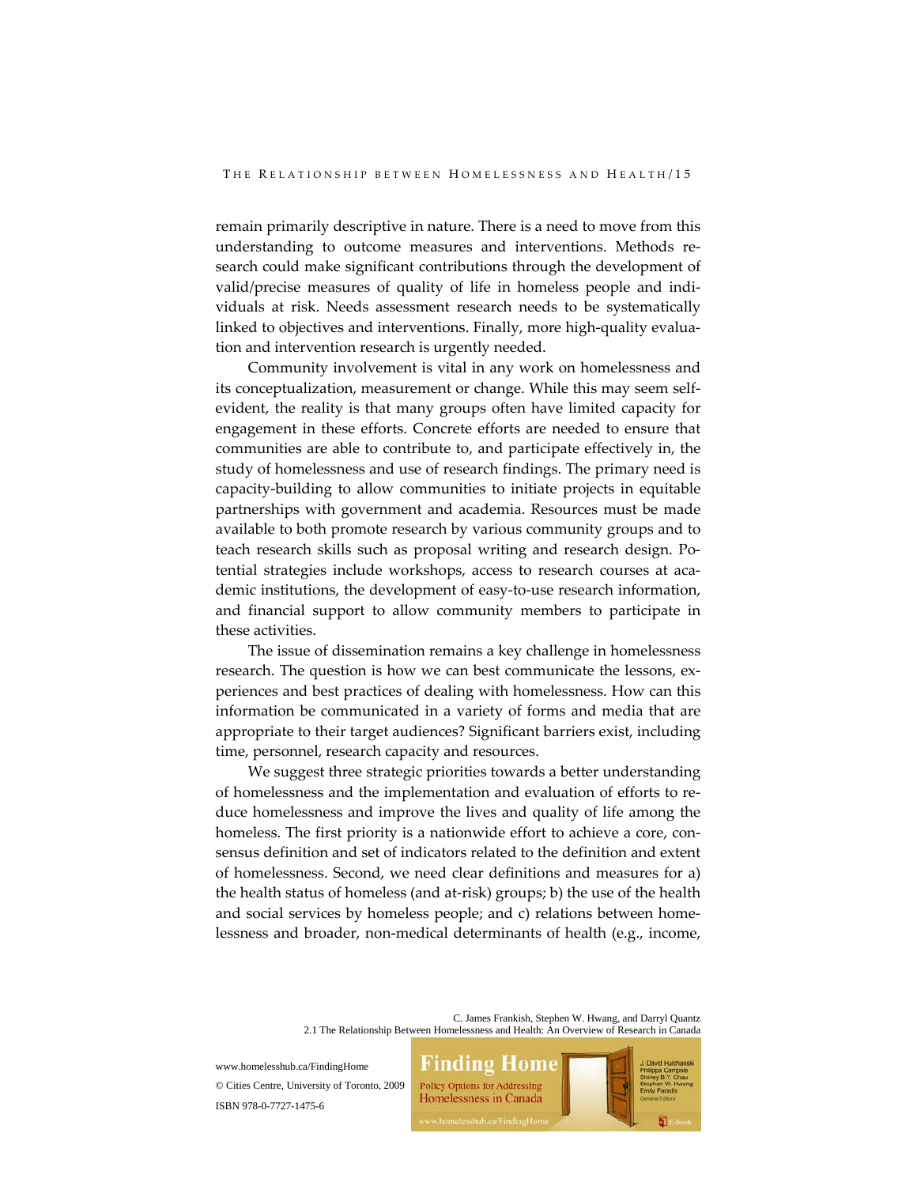remain primarily descriptive in nature. There is a need to move from this understanding to outcome measures and interventions. Methods research could make significant contributions through the development of valid/precise measures of quality of life in homeless people and individuals at risk. Needs assessment research needs to be systematically linked to objectives and interventions. Finally, more high-quality evaluation and intervention research is urgently needed.

Community involvement is vital in any work on homelessness and its conceptualization, measurement or change. While this may seem self-evident, the reality is that many groups often have limited capacity for engagement in these efforts. Concrete efforts are needed to ensure that communities are able to contribute to, and participate effectively in, the study of homelessness and use of research findings. The primary need is capacity-building to allow communities to initiate projects in equitable partnerships with government and academia. Resources must be made available to both promote research by various community groups and to teach research skills such as proposal writing and research design. Potential strategies include workshops, access to research courses at academic institutions, the development of easy-to-use research information, and financial support to allow community members to participate in these activities.

The issue of dissemination remains a key challenge in homelessness research. The question is how we can best communicate the lessons, experiences and best practices of dealing with homelessness. How can this information be communicated in a variety of forms and media that are appropriate to their target audiences? Significant barriers exist, including time, personnel, research capacity and resources.

We suggest three strategic priorities towards a better understanding of homelessness and the implementation and evaluation of efforts to reduce homelessness and improve the lives and quality of life among the homeless. The first priority is a nationwide effort to achieve a core, consensus definition and set of indicators related to the definition and extent of homelessness. Second, we need clear definitions and measures for a) the health status of homeless (and at-risk) groups; b) the use of the health and social services by homeless people; and c) relations between homelessness and broader, non-medical determinants of health (e.g., income,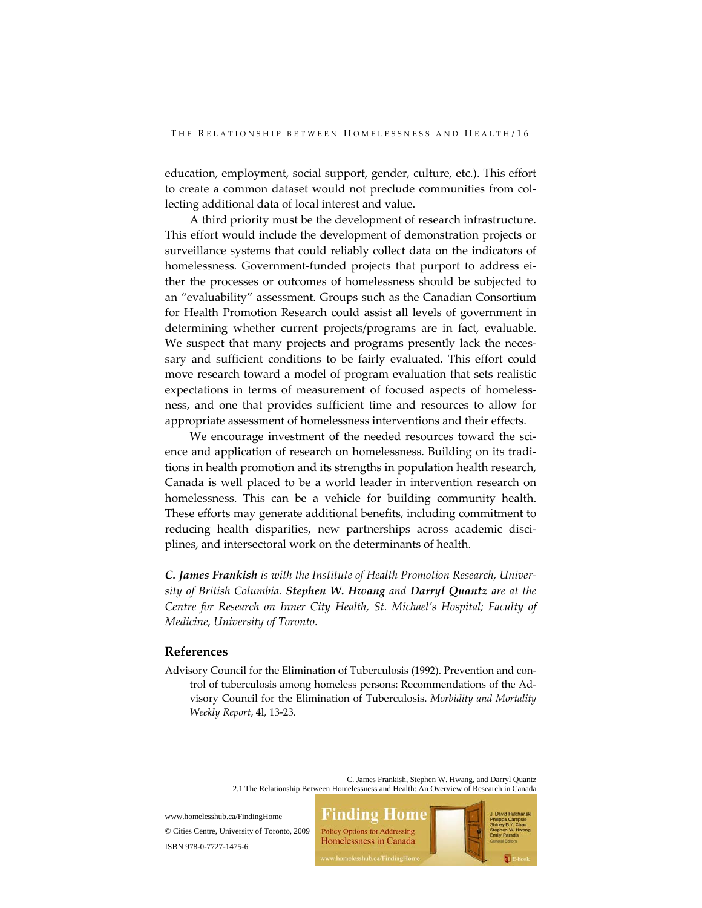education, employment, social support, gender, culture, etc.). This effort to create a common dataset would not preclude communities from collecting additional data of local interest and value.

A third priority must be the development of research infrastructure. This effort would include the development of demonstration projects or surveillance systems that could reliably collect data on the indicators of homelessness. Government-funded projects that purport to address either the processes or outcomes of homelessness should be subjected to an "evaluability" assessment. Groups such as the Canadian Consortium for Health Promotion Research could assist all levels of government in determining whether current projects/programs are in fact, evaluable. We suspect that many projects and programs presently lack the necessary and sufficient conditions to be fairly evaluated. This effort could move research toward a model of program evaluation that sets realistic expectations in terms of measurement of focused aspects of homelessness, and one that provides sufficient time and resources to allow for appropriate assessment of homelessness interventions and their effects.

We encourage investment of the needed resources toward the science and application of research on homelessness. Building on its traditions in health promotion and its strengths in population health research, Canada is well placed to be a world leader in intervention research on homelessness. This can be a vehicle for building community health. These efforts may generate additional benefits, including commitment to reducing health disparities, new partnerships across academic disciplines, and intersectoral work on the determinants of health.

***C. James Frankish*** *is with the Institute of Health Promotion Research, University of British Columbia.* ***Stephen W. Hwang*** *and* ***Darryl Quantz*** *are at the Centre for Research on Inner City Health, St. Michael's Hospital; Faculty of Medicine, University of Toronto.*

## References

Advisory Council for the Elimination of Tuberculosis (1992). Prevention and control of tuberculosis among homeless persons: Recommendations of the Advisory Council for the Elimination of Tuberculosis. *Morbidity and Mortality Weekly Report*, 4l, 13-23.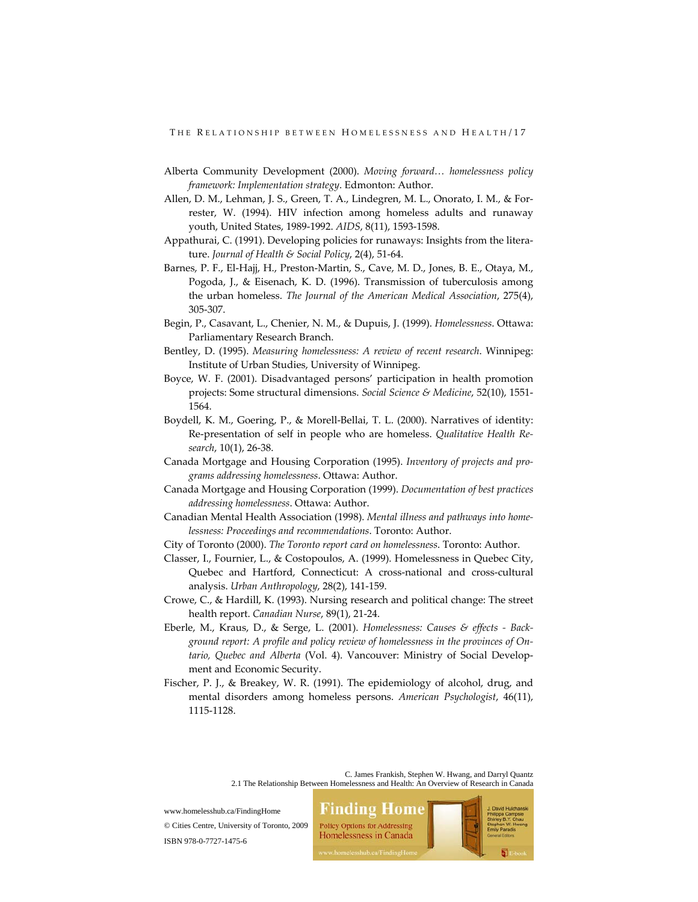Alberta Community Development (2000). *Moving forward… homelessness policy framework: Implementation strategy*. Edmonton: Author.

Allen, D. M., Lehman, J. S., Green, T. A., Lindegren, M. L., Onorato, I. M., & Forrester, W. (1994). HIV infection among homeless adults and runaway youth, United States, 1989-1992. *AIDS*, 8(11), 1593-1598.

Appathurai, C. (1991). Developing policies for runaways: Insights from the literature. *Journal of Health & Social Policy*, 2(4), 51-64.

Barnes, P. F., El-Hajj, H., Preston-Martin, S., Cave, M. D., Jones, B. E., Otaya, M., Pogoda, J., & Eisenach, K. D. (1996). Transmission of tuberculosis among the urban homeless. *The Journal of the American Medical Association*, 275(4), 305-307.

Begin, P., Casavant, L., Chenier, N. M., & Dupuis, J. (1999). *Homelessness*. Ottawa: Parliamentary Research Branch.

Bentley, D. (1995). *Measuring homelessness: A review of recent research*. Winnipeg: Institute of Urban Studies, University of Winnipeg.

Boyce, W. F. (2001). Disadvantaged persons' participation in health promotion projects: Some structural dimensions. *Social Science & Medicine*, 52(10), 1551-1564.

Boydell, K. M., Goering, P., & Morell-Bellai, T. L. (2000). Narratives of identity: Re-presentation of self in people who are homeless. *Qualitative Health Research*, 10(1), 26-38.

Canada Mortgage and Housing Corporation (1995). *Inventory of projects and programs addressing homelessness*. Ottawa: Author.

Canada Mortgage and Housing Corporation (1999). *Documentation of best practices addressing homelessness*. Ottawa: Author.

Canadian Mental Health Association (1998). *Mental illness and pathways into homelessness: Proceedings and recommendations*. Toronto: Author.

City of Toronto (2000). *The Toronto report card on homelessness*. Toronto: Author.

Classer, I., Fournier, L., & Costopoulos, A. (1999). Homelessness in Quebec City, Quebec and Hartford, Connecticut: A cross-national and cross-cultural analysis. *Urban Anthropology*, 28(2), 141-159.

Crowe, C., & Hardill, K. (1993). Nursing research and political change: The street health report. *Canadian Nurse*, 89(1), 21-24.

Eberle, M., Kraus, D., & Serge, L. (2001). *Homelessness: Causes & effects - Background report: A profile and policy review of homelessness in the provinces of Ontario, Quebec and Alberta* (Vol. 4). Vancouver: Ministry of Social Development and Economic Security.

Fischer, P. J., & Breakey, W. R. (1991). The epidemiology of alcohol, drug, and mental disorders among homeless persons. *American Psychologist*, 46(11), 1115-1128.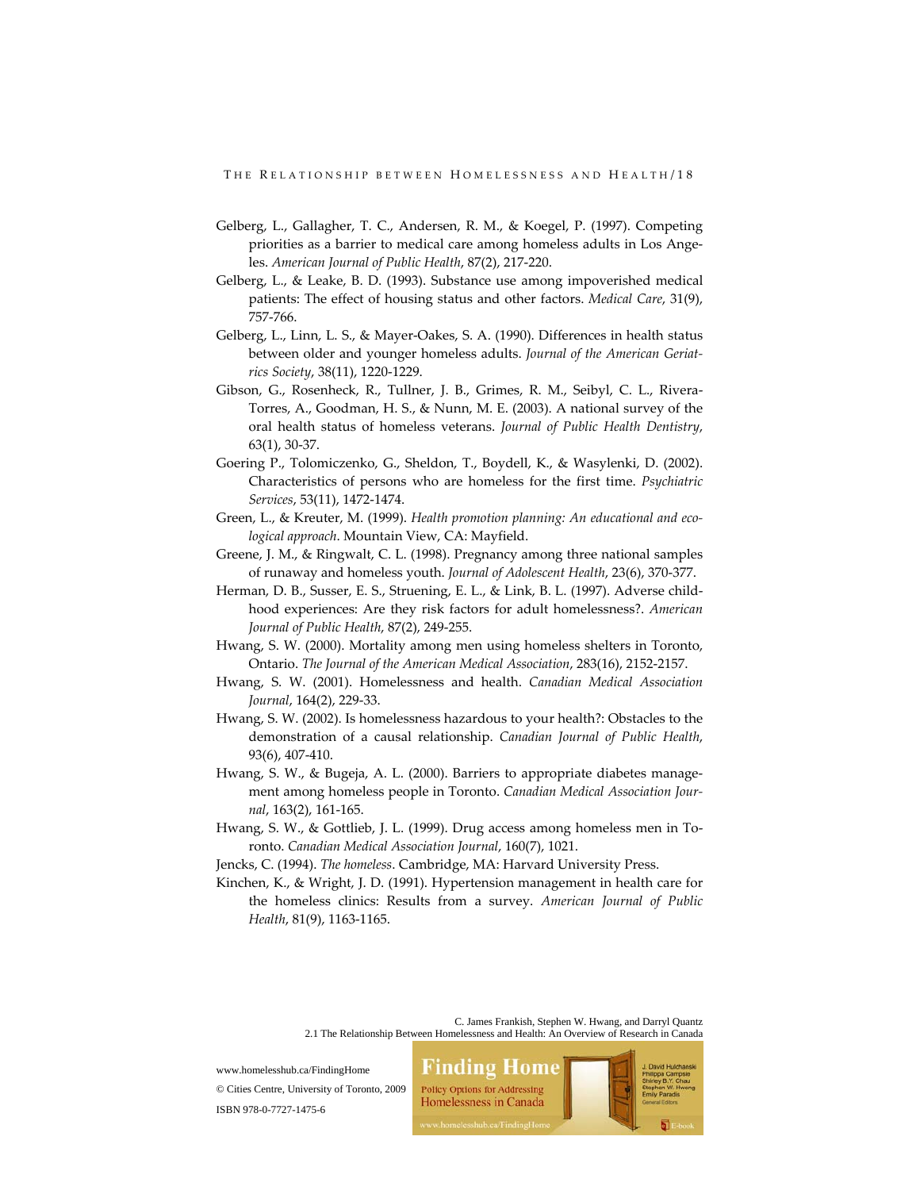Gelberg, L., Gallagher, T. C., Andersen, R. M., & Koegel, P. (1997). Competing priorities as a barrier to medical care among homeless adults in Los Angeles. *American Journal of Public Health*, 87(2), 217-220.

Gelberg, L., & Leake, B. D. (1993). Substance use among impoverished medical patients: The effect of housing status and other factors. *Medical Care*, 31(9), 757-766.

Gelberg, L., Linn, L. S., & Mayer-Oakes, S. A. (1990). Differences in health status between older and younger homeless adults. *Journal of the American Geriatrics Society*, 38(11), 1220-1229.

Gibson, G., Rosenheck, R., Tullner, J. B., Grimes, R. M., Seibyl, C. L., Rivera-Torres, A., Goodman, H. S., & Nunn, M. E. (2003). A national survey of the oral health status of homeless veterans. *Journal of Public Health Dentistry*, 63(1), 30-37.

Goering P., Tolomiczenko, G., Sheldon, T., Boydell, K., & Wasylenki, D. (2002). Characteristics of persons who are homeless for the first time. *Psychiatric Services*, 53(11), 1472-1474.

Green, L., & Kreuter, M. (1999). *Health promotion planning: An educational and ecological approach*. Mountain View, CA: Mayfield.

Greene, J. M., & Ringwalt, C. L. (1998). Pregnancy among three national samples of runaway and homeless youth. *Journal of Adolescent Health*, 23(6), 370-377.

Herman, D. B., Susser, E. S., Struening, E. L., & Link, B. L. (1997). Adverse childhood experiences: Are they risk factors for adult homelessness?. *American Journal of Public Health*, 87(2), 249-255.

Hwang, S. W. (2000). Mortality among men using homeless shelters in Toronto, Ontario. *The Journal of the American Medical Association*, 283(16), 2152-2157.

Hwang, S. W. (2001). Homelessness and health. *Canadian Medical Association Journal*, 164(2), 229-33.

Hwang, S. W. (2002). Is homelessness hazardous to your health?: Obstacles to the demonstration of a causal relationship. *Canadian Journal of Public Health*, 93(6), 407-410.

Hwang, S. W., & Bugeja, A. L. (2000). Barriers to appropriate diabetes management among homeless people in Toronto. *Canadian Medical Association Journal*, 163(2), 161-165.

Hwang, S. W., & Gottlieb, J. L. (1999). Drug access among homeless men in Toronto. *Canadian Medical Association Journal*, 160(7), 1021.

Jencks, C. (1994). *The homeless*. Cambridge, MA: Harvard University Press.

Kinchen, K., & Wright, J. D. (1991). Hypertension management in health care for the homeless clinics: Results from a survey. *American Journal of Public Health*, 81(9), 1163-1165.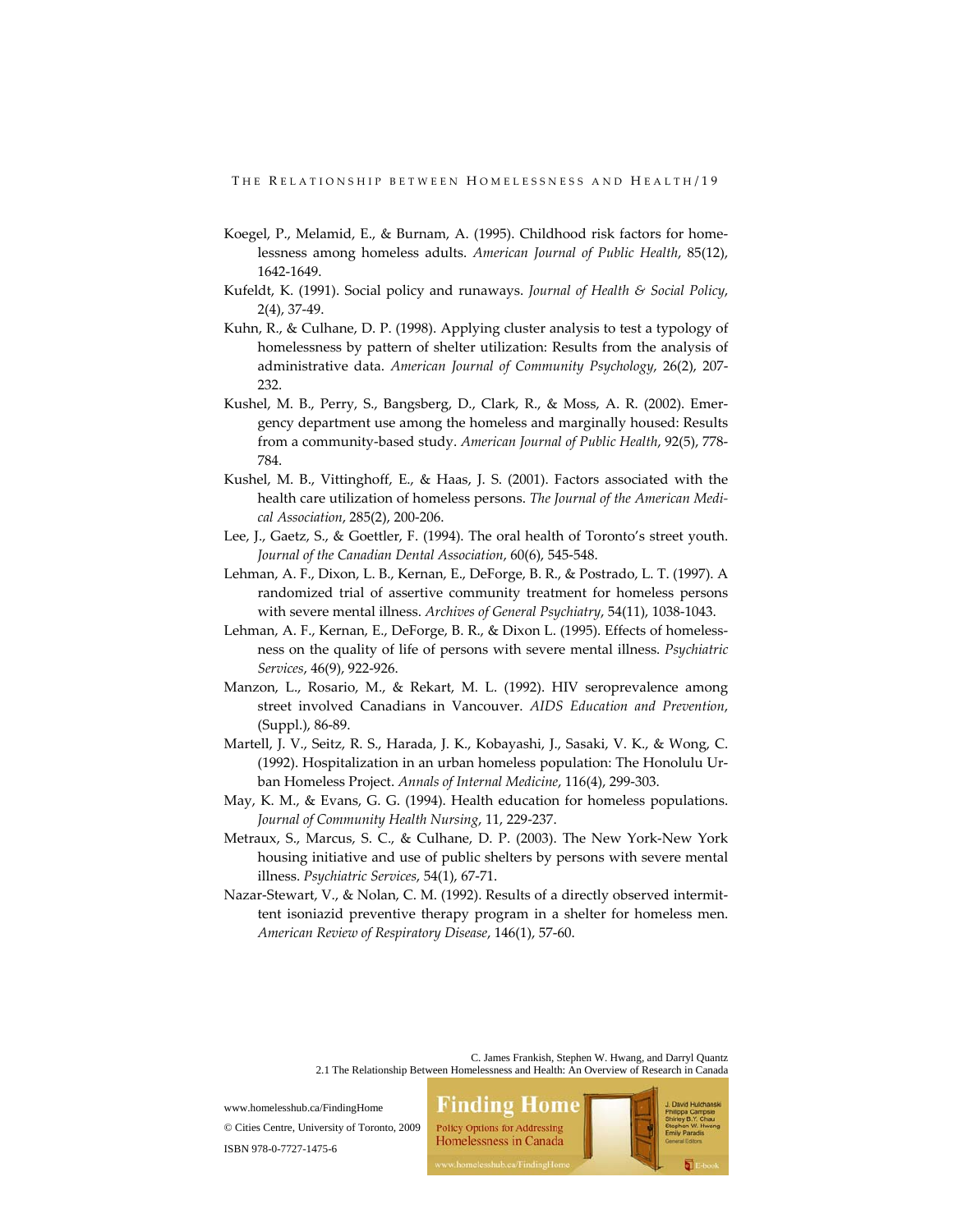Koegel, P., Melamid, E., & Burnam, A. (1995). Childhood risk factors for homelessness among homeless adults. *American Journal of Public Health*, 85(12), 1642-1649.

Kufeldt, K. (1991). Social policy and runaways. *Journal of Health & Social Policy*, 2(4), 37-49.

Kuhn, R., & Culhane, D. P. (1998). Applying cluster analysis to test a typology of homelessness by pattern of shelter utilization: Results from the analysis of administrative data. *American Journal of Community Psychology*, 26(2), 207-232.

Kushel, M. B., Perry, S., Bangsberg, D., Clark, R., & Moss, A. R. (2002). Emergency department use among the homeless and marginally housed: Results from a community-based study. *American Journal of Public Health*, 92(5), 778-784.

Kushel, M. B., Vittinghoff, E., & Haas, J. S. (2001). Factors associated with the health care utilization of homeless persons. *The Journal of the American Medical Association*, 285(2), 200-206.

Lee, J., Gaetz, S., & Goettler, F. (1994). The oral health of Toronto's street youth. *Journal of the Canadian Dental Association*, 60(6), 545-548.

Lehman, A. F., Dixon, L. B., Kernan, E., DeForge, B. R., & Postrado, L. T. (1997). A randomized trial of assertive community treatment for homeless persons with severe mental illness. *Archives of General Psychiatry*, 54(11), 1038-1043.

Lehman, A. F., Kernan, E., DeForge, B. R., & Dixon L. (1995). Effects of homelessness on the quality of life of persons with severe mental illness. *Psychiatric Services*, 46(9), 922-926.

Manzon, L., Rosario, M., & Rekart, M. L. (1992). HIV seroprevalence among street involved Canadians in Vancouver. *AIDS Education and Prevention*, (Suppl.), 86-89.

Martell, J. V., Seitz, R. S., Harada, J. K., Kobayashi, J., Sasaki, V. K., & Wong, C. (1992). Hospitalization in an urban homeless population: The Honolulu Urban Homeless Project. *Annals of Internal Medicine*, 116(4), 299-303.

May, K. M., & Evans, G. G. (1994). Health education for homeless populations. *Journal of Community Health Nursing*, 11, 229-237.

Metraux, S., Marcus, S. C., & Culhane, D. P. (2003). The New York-New York housing initiative and use of public shelters by persons with severe mental illness. *Psychiatric Services*, 54(1), 67-71.

Nazar-Stewart, V., & Nolan, C. M. (1992). Results of a directly observed intermittent isoniazid preventive therapy program in a shelter for homeless men. *American Review of Respiratory Disease*, 146(1), 57-60.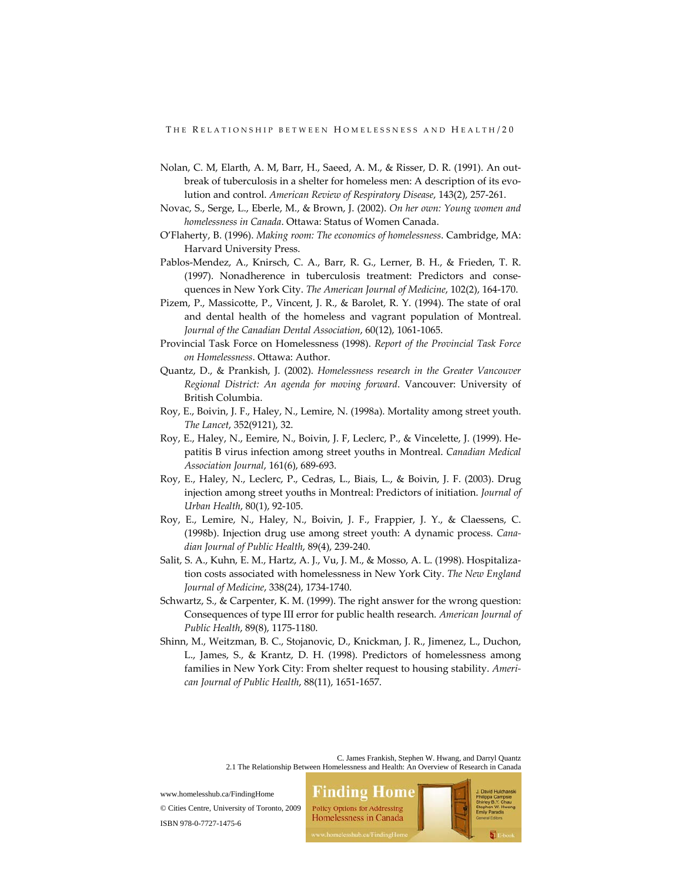Nolan, C. M, Elarth, A. M, Barr, H., Saeed, A. M., & Risser, D. R. (1991). An outbreak of tuberculosis in a shelter for homeless men: A description of its evolution and control. *American Review of Respiratory Disease*, 143(2), 257-261.

Novac, S., Serge, L., Eberle, M., & Brown, J. (2002). *On her own: Young women and homelessness in Canada*. Ottawa: Status of Women Canada.

O'Flaherty, B. (1996). *Making room: The economics of homelessness*. Cambridge, MA: Harvard University Press.

Pablos-Mendez, A., Knirsch, C. A., Barr, R. G., Lerner, B. H., & Frieden, T. R. (1997). Nonadherence in tuberculosis treatment: Predictors and consequences in New York City. *The American Journal of Medicine*, 102(2), 164-170.

Pizem, P., Massicotte, P., Vincent, J. R., & Barolet, R. Y. (1994). The state of oral and dental health of the homeless and vagrant population of Montreal. *Journal of the Canadian Dental Association*, 60(12), 1061-1065.

Provincial Task Force on Homelessness (1998). *Report of the Provincial Task Force on Homelessness*. Ottawa: Author.

Quantz, D., & Prankish, J. (2002). *Homelessness research in the Greater Vancouver Regional District: An agenda for moving forward*. Vancouver: University of British Columbia.

Roy, E., Boivin, J. F., Haley, N., Lemire, N. (1998a). Mortality among street youth. *The Lancet*, 352(9121), 32.

Roy, E., Haley, N., Eemire, N., Boivin, J. F, Leclerc, P., & Vincelette, J. (1999). Hepatitis B virus infection among street youths in Montreal. *Canadian Medical Association Journal*, 161(6), 689-693.

Roy, E., Haley, N., Leclerc, P., Cedras, L., Biais, L., & Boivin, J. F. (2003). Drug injection among street youths in Montreal: Predictors of initiation. *Journal of Urban Health*, 80(1), 92-105.

Roy, E., Lemire, N., Haley, N., Boivin, J. F., Frappier, J. Y., & Claessens, C. (1998b). Injection drug use among street youth: A dynamic process. *Canadian Journal of Public Health*, 89(4), 239-240.

Salit, S. A., Kuhn, E. M., Hartz, A. J., Vu, J. M., & Mosso, A. L. (1998). Hospitalization costs associated with homelessness in New York City. *The New England Journal of Medicine*, 338(24), 1734-1740.

Schwartz, S., & Carpenter, K. M. (1999). The right answer for the wrong question: Consequences of type III error for public health research. *American Journal of Public Health*, 89(8), 1175-1180.

Shinn, M., Weitzman, B. C., Stojanovic, D., Knickman, J. R., Jimenez, L., Duchon, L., James, S., & Krantz, D. H. (1998). Predictors of homelessness among families in New York City: From shelter request to housing stability. *American Journal of Public Health*, 88(11), 1651-1657.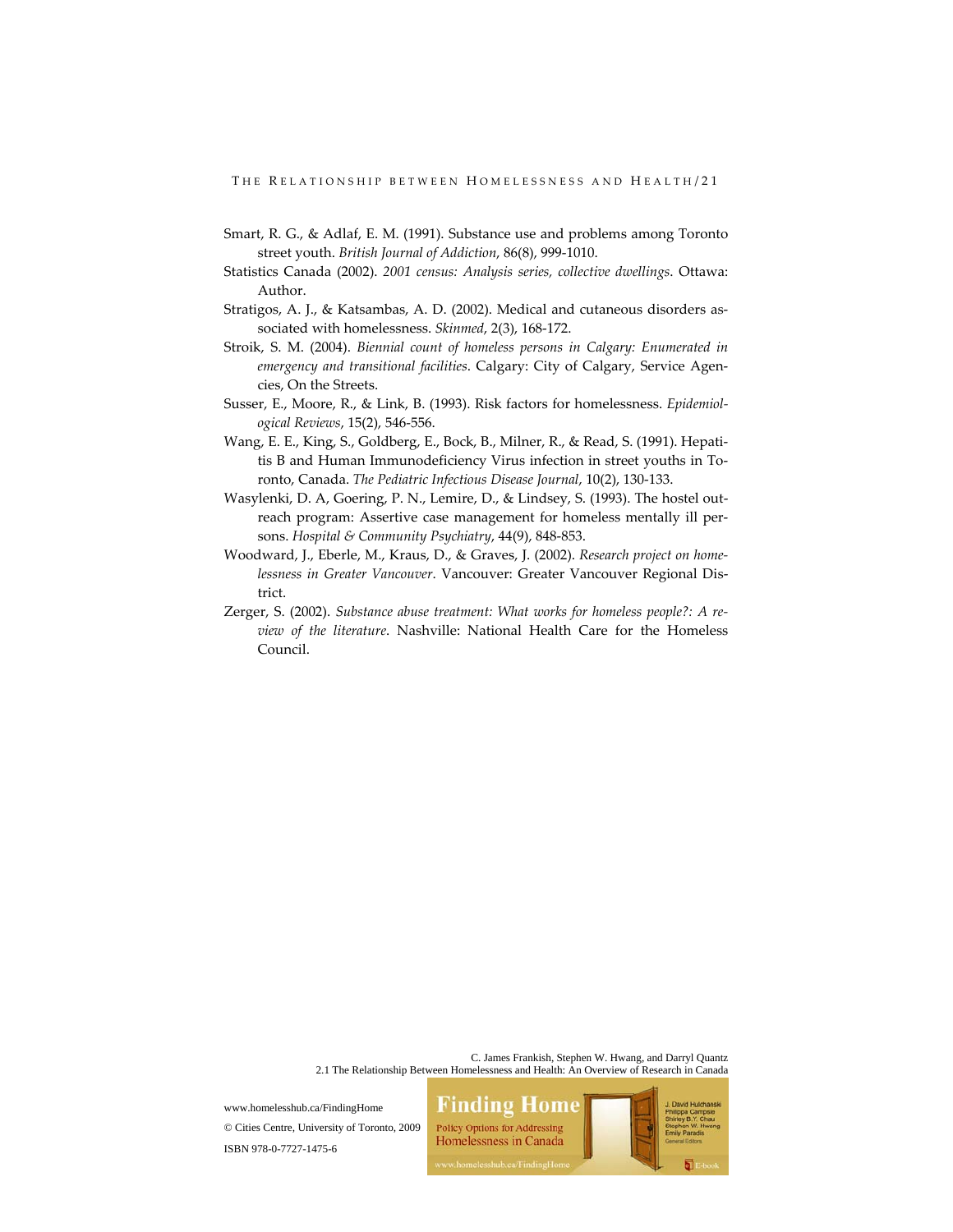Smart, R. G., & Adlaf, E. M. (1991). Substance use and problems among Toronto street youth. *British Journal of Addiction*, 86(8), 999-1010.

Statistics Canada (2002). *2001 census: Analysis series, collective dwellings*. Ottawa: Author.

Stratigos, A. J., & Katsambas, A. D. (2002). Medical and cutaneous disorders associated with homelessness. *Skinmed*, 2(3), 168-172.

Stroik, S. M. (2004). *Biennial count of homeless persons in Calgary: Enumerated in emergency and transitional facilities*. Calgary: City of Calgary, Service Agencies, On the Streets.

Susser, E., Moore, R., & Link, B. (1993). Risk factors for homelessness. *Epidemiological Reviews*, 15(2), 546-556.

Wang, E. E., King, S., Goldberg, E., Bock, B., Milner, R., & Read, S. (1991). Hepatitis B and Human Immunodeficiency Virus infection in street youths in Toronto, Canada. *The Pediatric Infectious Disease Journal*, 10(2), 130-133.

Wasylenki, D. A, Goering, P. N., Lemire, D., & Lindsey, S. (1993). The hostel outreach program: Assertive case management for homeless mentally ill persons. *Hospital & Community Psychiatry*, 44(9), 848-853.

Woodward, J., Eberle, M., Kraus, D., & Graves, J. (2002). *Research project on homelessness in Greater Vancouver*. Vancouver: Greater Vancouver Regional District.

Zerger, S. (2002). *Substance abuse treatment: What works for homeless people?: A review of the literature*. Nashville: National Health Care for the Homeless Council.